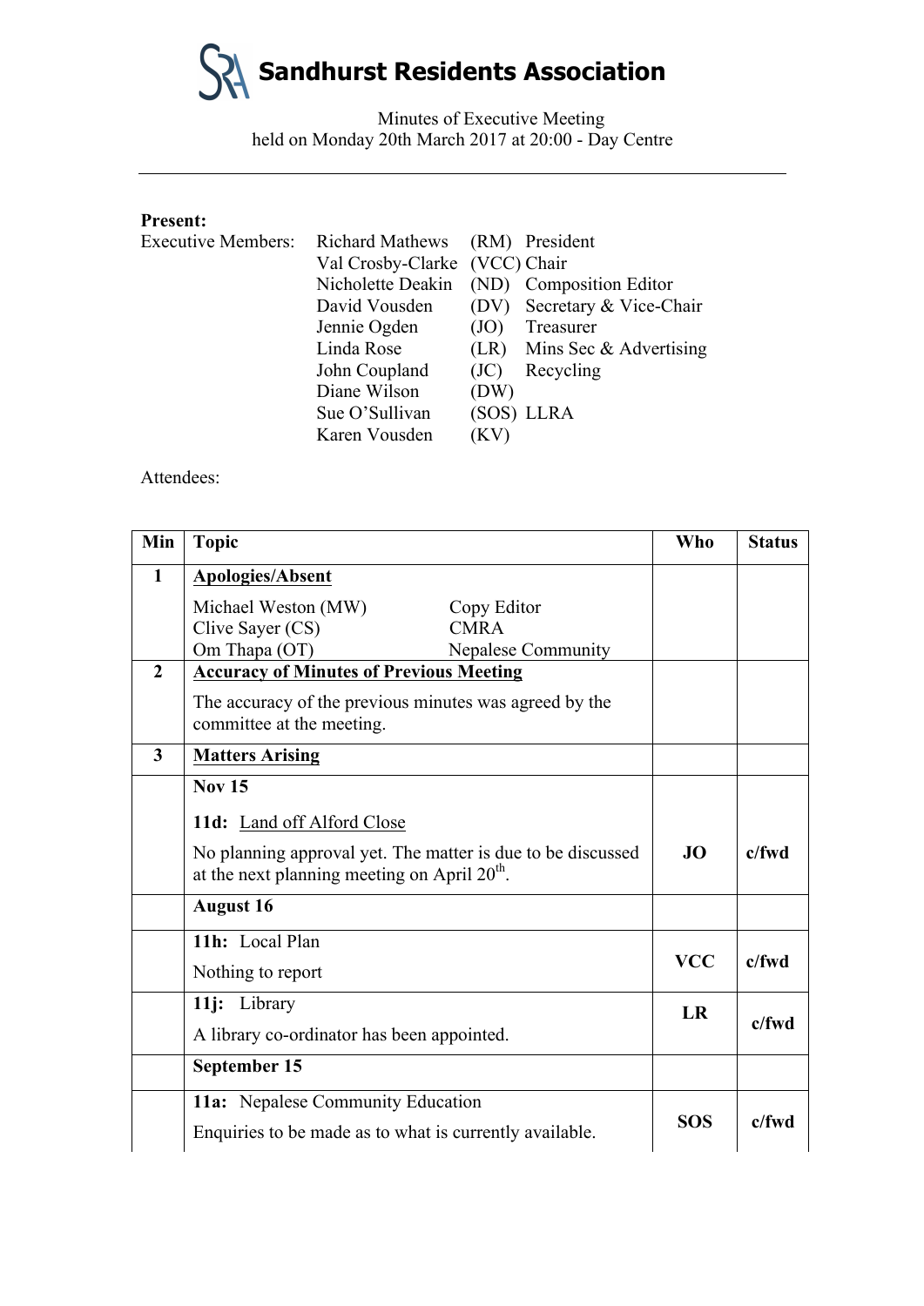# Sandhurst Residents Association

Minutes of Executive Meeting
held on Monday 20th March 2017 at 20:00 - Day Centre

---

**Present:**

| Executive Members: | Richard Mathews | (RM) | President |
|---|---|---|---|
| | Val Crosby-Clarke | (VCC) | Chair |
| | Nicholette Deakin | (ND) | Composition Editor |
| | David Vousden | (DV) | Secretary & Vice-Chair |
| | Jennie Ogden | (JO) | Treasurer |
| | Linda Rose | (LR) | Mins Sec & Advertising |
| | John Coupland | (JC) | Recycling |
| | Diane Wilson | (DW) | |
| | Sue O'Sullivan | (SOS) | LLRA |
| | Karen Vousden | (KV) | |

Attendees:

| Min | Topic | Who | Status |
|---|---|---|---|
| **1** | **Apologies/Absent**<br>Michael Weston (MW) — Copy Editor<br>Clive Sayer (CS) — CMRA<br>Om Thapa (OT) — Nepalese Community | | |
| **2** | **Accuracy of Minutes of Previous Meeting**<br>The accuracy of the previous minutes was agreed by the committee at the meeting. | | |
| **3** | **Matters Arising** | | |
| | **Nov 15**<br>**11d:** Land off Alford Close<br>No planning approval yet. The matter is due to be discussed at the next planning meeting on April 20th. | **JO** | **c/fwd** |
| | **August 16** | | |
| | **11h:** Local Plan<br>Nothing to report | **VCC** | **c/fwd** |
| | **11j:** Library<br>A library co-ordinator has been appointed. | **LR** | **c/fwd** |
| | **September 15** | | |
| | **11a:** Nepalese Community Education<br>Enquiries to be made as to what is currently available. | **SOS** | **c/fwd** |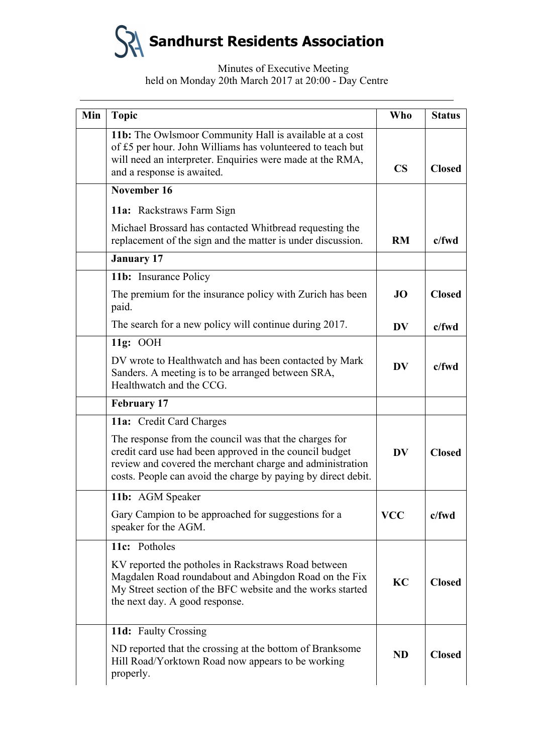# Sandhurst Residents Association

Minutes of Executive Meeting
held on Monday 20th March 2017 at 20:00 - Day Centre

| Min | Topic | Who | Status |
|---|---|---|---|
| | **11b:** The Owlsmoor Community Hall is available at a cost of £5 per hour. John Williams has volunteered to teach but will need an interpreter. Enquiries were made at the RMA, and a response is awaited. | **CS** | **Closed** |
| | **November 16**<br><br>**11a:** Rackstraws Farm Sign<br><br>Michael Brossard has contacted Whitbread requesting the replacement of the sign and the matter is under discussion. | **RM** | **c/fwd** |
| | **January 17** | | |
| | **11b:** Insurance Policy<br><br>The premium for the insurance policy with Zurich has been paid. | **JO** | **Closed** |
| | The search for a new policy will continue during 2017. | **DV** | **c/fwd** |
| | **11g:** OOH<br><br>DV wrote to Healthwatch and has been contacted by Mark Sanders. A meeting is to be arranged between SRA, Healthwatch and the CCG. | **DV** | **c/fwd** |
| | **February 17** | | |
| | **11a:** Credit Card Charges<br><br>The response from the council was that the charges for credit card use had been approved in the council budget review and covered the merchant charge and administration costs. People can avoid the charge by paying by direct debit. | **DV** | **Closed** |
| | **11b:** AGM Speaker<br><br>Gary Campion to be approached for suggestions for a speaker for the AGM. | **VCC** | **c/fwd** |
| | **11c:** Potholes<br><br>KV reported the potholes in Rackstraws Road between Magdalen Road roundabout and Abingdon Road on the Fix My Street section of the BFC website and the works started the next day. A good response. | **KC** | **Closed** |
| | **11d:** Faulty Crossing<br><br>ND reported that the crossing at the bottom of Branksome Hill Road/Yorktown Road now appears to be working properly. | **ND** | **Closed** |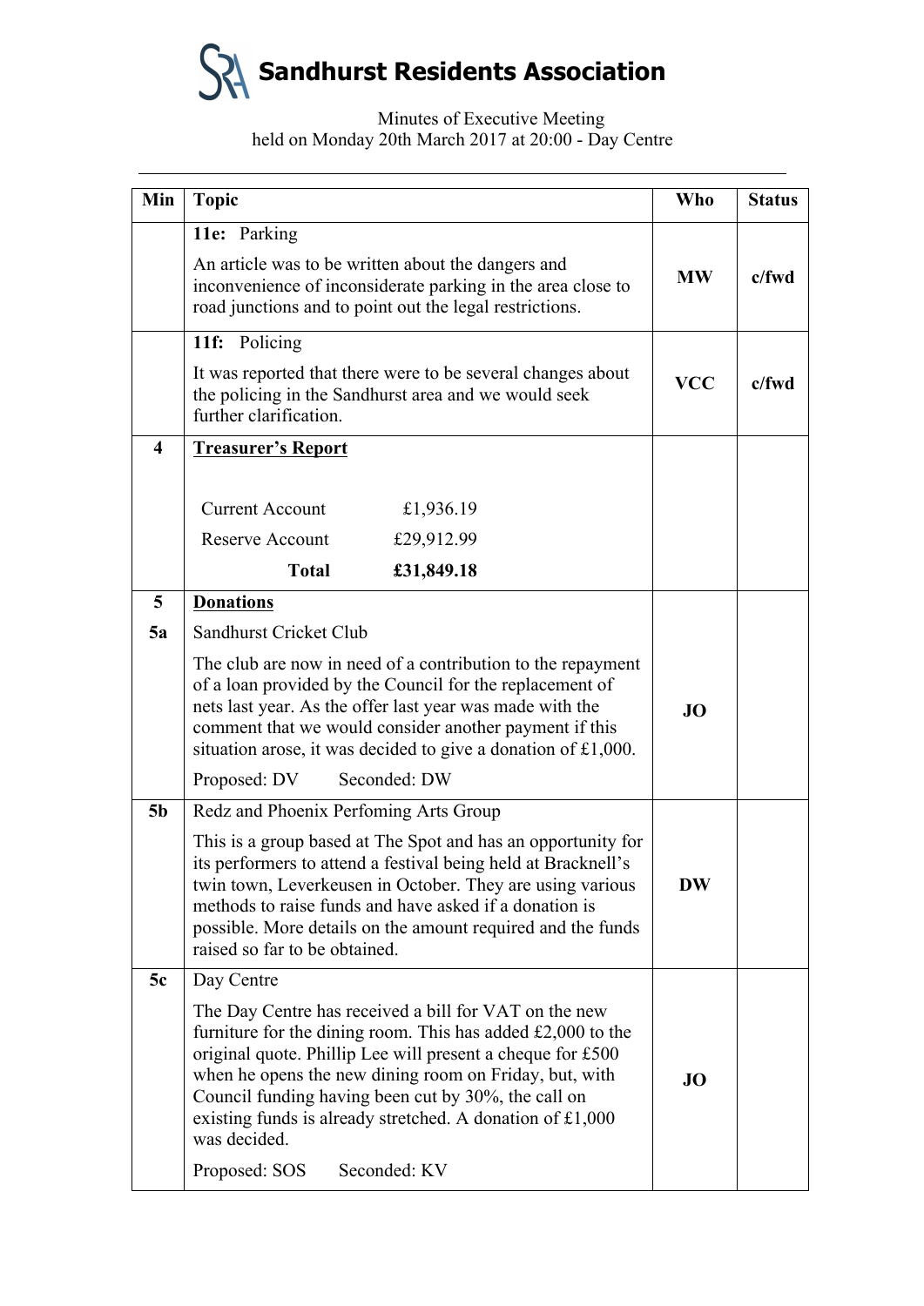# Sandhurst Residents Association

Minutes of Executive Meeting
held on Monday 20th March 2017 at 20:00 - Day Centre

| Min | Topic | Who | Status |
|---|---|---|---|
| | **11e:** Parking<br><br>An article was to be written about the dangers and inconvenience of inconsiderate parking in the area close to road junctions and to point out the legal restrictions. | **MW** | **c/fwd** |
| | **11f:** Policing<br><br>It was reported that there were to be several changes about the policing in the Sandhurst area and we would seek further clarification. | **VCC** | **c/fwd** |
| **4** | **Treasurer's Report**<br><br>Current Account £1,936.19<br>Reserve Account £29,912.99<br>**Total £31,849.18** | | |
| **5** | **Donations** | | |
| **5a** | Sandhurst Cricket Club<br><br>The club are now in need of a contribution to the repayment of a loan provided by the Council for the replacement of nets last year. As the offer last year was made with the comment that we would consider another payment if this situation arose, it was decided to give a donation of £1,000.<br><br>Proposed: DV Seconded: DW | **JO** | |
| **5b** | Redz and Phoenix Perfoming Arts Group<br><br>This is a group based at The Spot and has an opportunity for its performers to attend a festival being held at Bracknell's twin town, Leverkeusen in October. They are using various methods to raise funds and have asked if a donation is possible. More details on the amount required and the funds raised so far to be obtained. | **DW** | |
| **5c** | Day Centre<br><br>The Day Centre has received a bill for VAT on the new furniture for the dining room. This has added £2,000 to the original quote. Phillip Lee will present a cheque for £500 when he opens the new dining room on Friday, but, with Council funding having been cut by 30%, the call on existing funds is already stretched. A donation of £1,000 was decided.<br><br>Proposed: SOS Seconded: KV | **JO** | |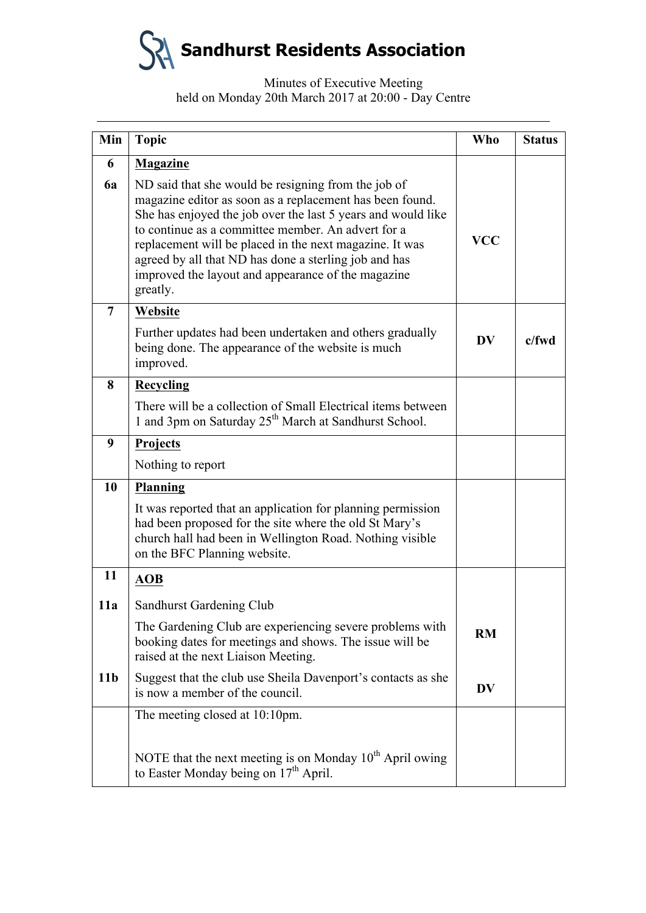# Sandhurst Residents Association

Minutes of Executive Meeting
held on Monday 20th March 2017 at 20:00 - Day Centre

---

| Min | Topic | Who | Status |
|---|---|---|---|
| 6 | **Magazine** | | |
| 6a | ND said that she would be resigning from the job of magazine editor as soon as a replacement has been found. She has enjoyed the job over the last 5 years and would like to continue as a committee member. An advert for a replacement will be placed in the next magazine. It was agreed by all that ND has done a sterling job and has improved the layout and appearance of the magazine greatly. | **VCC** | |
| 7 | **Website**<br>Further updates had been undertaken and others gradually being done. The appearance of the website is much improved. | **DV** | **c/fwd** |
| 8 | **Recycling**<br>There will be a collection of Small Electrical items between 1 and 3pm on Saturday 25th March at Sandhurst School. | | |
| 9 | **Projects**<br>Nothing to report | | |
| 10 | **Planning**<br>It was reported that an application for planning permission had been proposed for the site where the old St Mary's church hall had been in Wellington Road. Nothing visible on the BFC Planning website. | | |
| 11 | **AOB** | | |
| 11a | Sandhurst Gardening Club<br>The Gardening Club are experiencing severe problems with booking dates for meetings and shows. The issue will be raised at the next Liaison Meeting. | **RM** | |
| 11b | Suggest that the club use Sheila Davenport's contacts as she is now a member of the council. | **DV** | |
| | The meeting closed at 10:10pm.<br><br>NOTE that the next meeting is on Monday 10th April owing to Easter Monday being on 17th April. | | |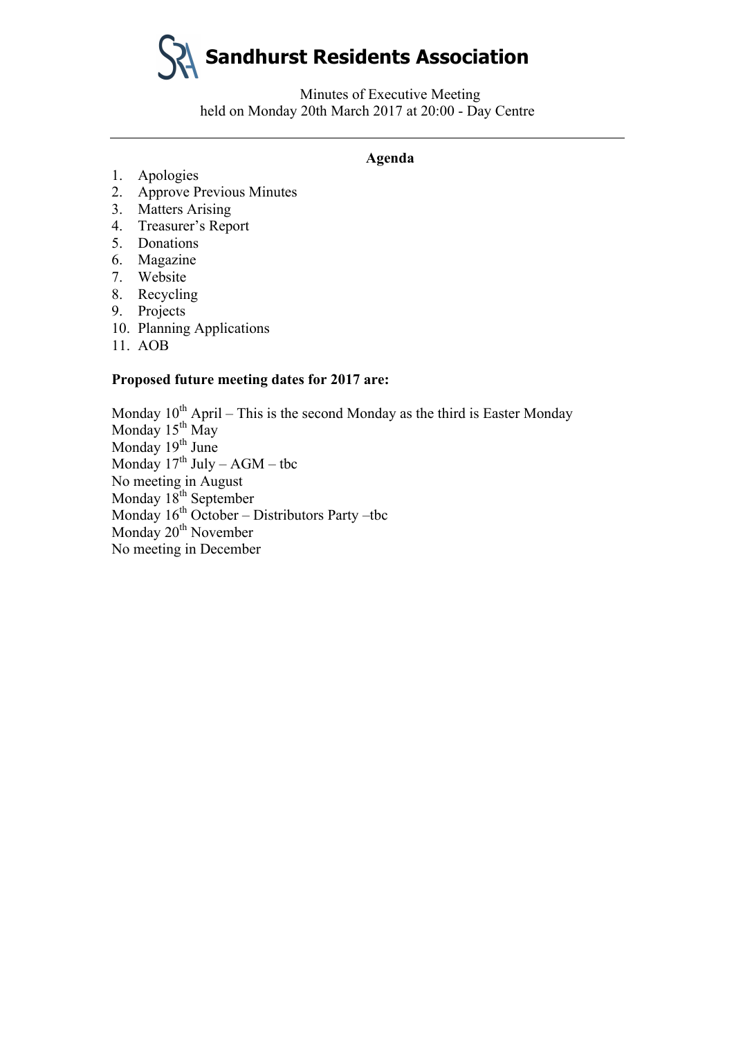# Sandhurst Residents Association

Minutes of Executive Meeting
held on Monday 20th March 2017 at 20:00 - Day Centre

---

**Agenda**

1. Apologies
2. Approve Previous Minutes
3. Matters Arising
4. Treasurer's Report
5. Donations
6. Magazine
7. Website
8. Recycling
9. Projects
10. Planning Applications
11. AOB

**Proposed future meeting dates for 2017 are:**

Monday 10th April – This is the second Monday as the third is Easter Monday
Monday 15th May
Monday 19th June
Monday 17th July – AGM – tbc
No meeting in August
Monday 18th September
Monday 16th October – Distributors Party –tbc
Monday 20th November
No meeting in December